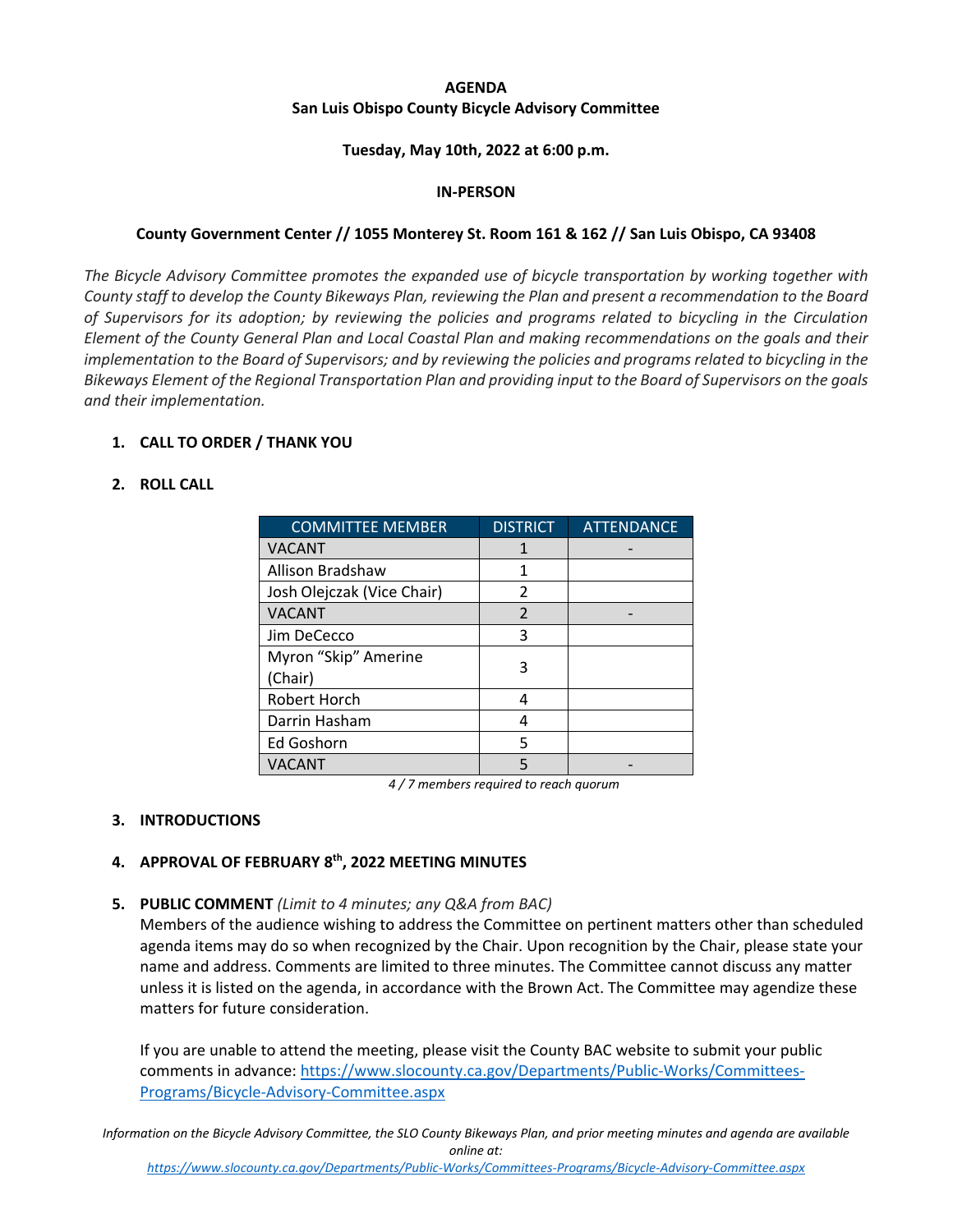**AGENDA**
**San Luis Obispo County Bicycle Advisory Committee**

**Tuesday, May 10th, 2022 at 6:00 p.m.**

**IN-PERSON**

**County Government Center // 1055 Monterey St. Room 161 & 162 // San Luis Obispo, CA 93408**

*The Bicycle Advisory Committee promotes the expanded use of bicycle transportation by working together with County staff to develop the County Bikeways Plan, reviewing the Plan and present a recommendation to the Board of Supervisors for its adoption; by reviewing the policies and programs related to bicycling in the Circulation Element of the County General Plan and Local Coastal Plan and making recommendations on the goals and their implementation to the Board of Supervisors; and by reviewing the policies and programs related to bicycling in the Bikeways Element of the Regional Transportation Plan and providing input to the Board of Supervisors on the goals and their implementation.*

1. **CALL TO ORDER / THANK YOU**

2. **ROLL CALL**

| COMMITTEE MEMBER | DISTRICT | ATTENDANCE |
|---|---|---|
| VACANT | 1 | - |
| Allison Bradshaw | 1 | |
| Josh Olejczak (Vice Chair) | 2 | |
| VACANT | 2 | - |
| Jim DeCecco | 3 | |
| Myron "Skip" Amerine (Chair) | 3 | |
| Robert Horch | 4 | |
| Darrin Hasham | 4 | |
| Ed Goshorn | 5 | |
| VACANT | 5 | - |

*4 / 7 members required to reach quorum*

3. **INTRODUCTIONS**

4. **APPROVAL OF FEBRUARY 8th, 2022 MEETING MINUTES**

5. **PUBLIC COMMENT** *(Limit to 4 minutes; any Q&A from BAC)*
   Members of the audience wishing to address the Committee on pertinent matters other than scheduled agenda items may do so when recognized by the Chair. Upon recognition by the Chair, please state your name and address. Comments are limited to three minutes. The Committee cannot discuss any matter unless it is listed on the agenda, in accordance with the Brown Act. The Committee may agendize these matters for future consideration.

   If you are unable to attend the meeting, please visit the County BAC website to submit your public comments in advance: https://www.slocounty.ca.gov/Departments/Public-Works/Committees-Programs/Bicycle-Advisory-Committee.aspx

*Information on the Bicycle Advisory Committee, the SLO County Bikeways Plan, and prior meeting minutes and agenda are available online at:*
*https://www.slocounty.ca.gov/Departments/Public-Works/Committees-Programs/Bicycle-Advisory-Committee.aspx*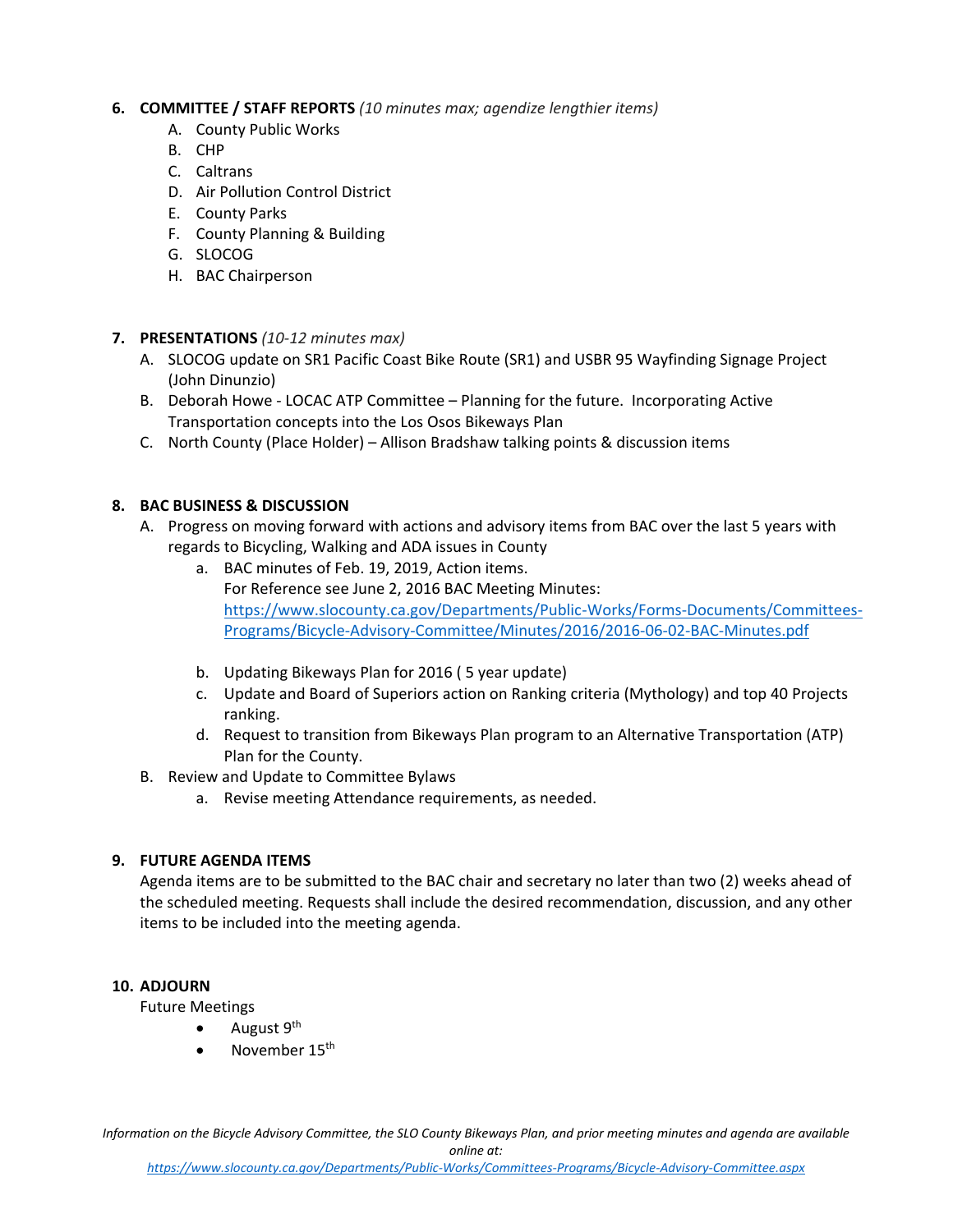6. **COMMITTEE / STAFF REPORTS** *(10 minutes max; agendize lengthier items)*
   - A. County Public Works
   - B. CHP
   - C. Caltrans
   - D. Air Pollution Control District
   - E. County Parks
   - F. County Planning & Building
   - G. SLOCOG
   - H. BAC Chairperson

7. **PRESENTATIONS** *(10-12 minutes max)*
   - A. SLOCOG update on SR1 Pacific Coast Bike Route (SR1) and USBR 95 Wayfinding Signage Project (John Dinunzio)
   - B. Deborah Howe - LOCAC ATP Committee – Planning for the future. Incorporating Active Transportation concepts into the Los Osos Bikeways Plan
   - C. North County (Place Holder) – Allison Bradshaw talking points & discussion items

8. **BAC BUSINESS & DISCUSSION**
   - A. Progress on moving forward with actions and advisory items from BAC over the last 5 years with regards to Bicycling, Walking and ADA issues in County
     - a. BAC minutes of Feb. 19, 2019, Action items.
       For Reference see June 2, 2016 BAC Meeting Minutes:
       https://www.slocounty.ca.gov/Departments/Public-Works/Forms-Documents/Committees-Programs/Bicycle-Advisory-Committee/Minutes/2016/2016-06-02-BAC-Minutes.pdf
     - b. Updating Bikeways Plan for 2016 ( 5 year update)
     - c. Update and Board of Superiors action on Ranking criteria (Mythology) and top 40 Projects ranking.
     - d. Request to transition from Bikeways Plan program to an Alternative Transportation (ATP) Plan for the County.
   - B. Review and Update to Committee Bylaws
     - a. Revise meeting Attendance requirements, as needed.

9. **FUTURE AGENDA ITEMS**
   Agenda items are to be submitted to the BAC chair and secretary no later than two (2) weeks ahead of the scheduled meeting. Requests shall include the desired recommendation, discussion, and any other items to be included into the meeting agenda.

10. **ADJOURN**
    Future Meetings
    - August 9th
    - November 15th

*Information on the Bicycle Advisory Committee, the SLO County Bikeways Plan, and prior meeting minutes and agenda are available online at:*
*https://www.slocounty.ca.gov/Departments/Public-Works/Committees-Programs/Bicycle-Advisory-Committee.aspx*